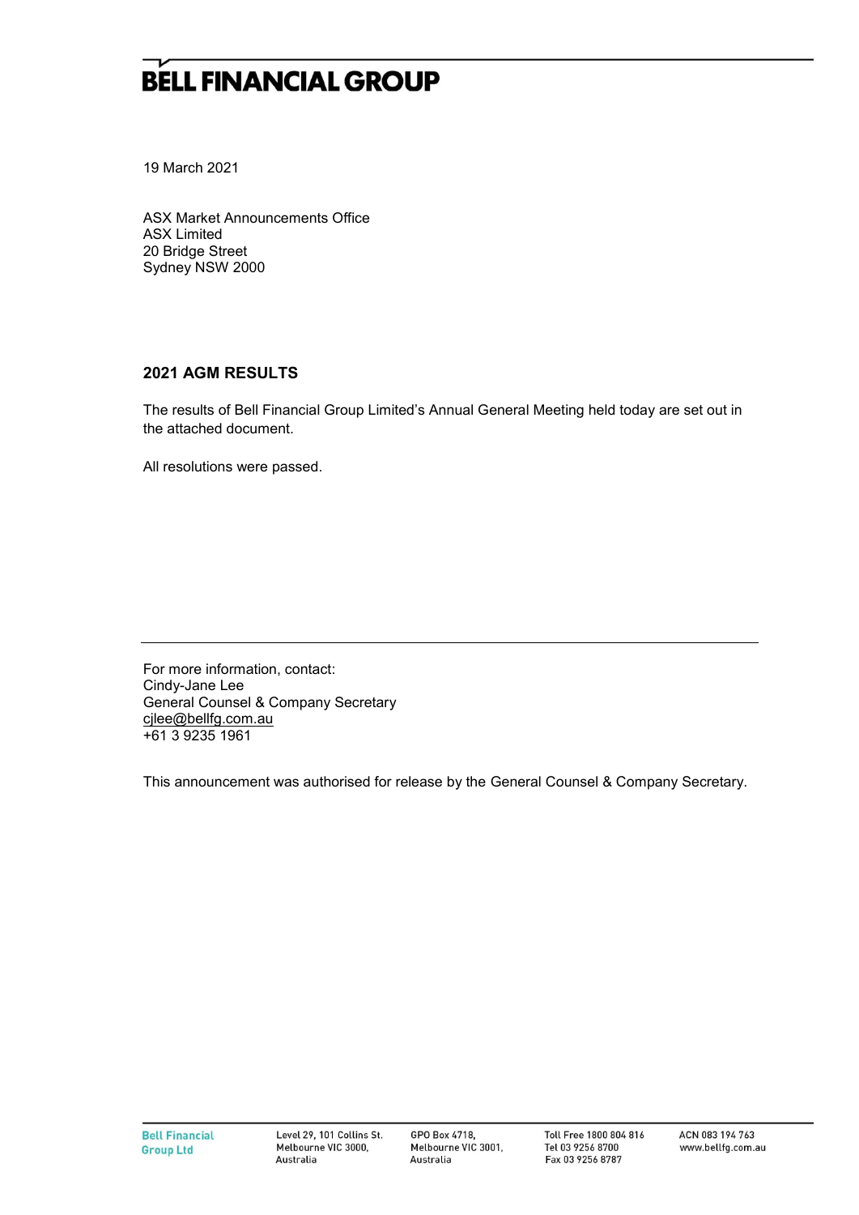# BELL FINANCIAL GROUP

19 March 2021

ASX Market Announcements Office
ASX Limited
20 Bridge Street
Sydney NSW 2000

## 2021 AGM RESULTS

The results of Bell Financial Group Limited's Annual General Meeting held today are set out in the attached document.

All resolutions were passed.

---

For more information, contact:
Cindy-Jane Lee
General Counsel & Company Secretary
cjlee@bellfg.com.au
+61 3 9235 1961

This announcement was authorised for release by the General Counsel & Company Secretary.

---

Bell Financial Group Ltd | Level 29, 101 Collins St. Melbourne VIC 3000, Australia | GPO Box 4718, Melbourne VIC 3001, Australia | Toll Free 1800 804 816 Tel 03 9256 8700 Fax 03 9256 8787 | ACN 083 194 763 www.bellfg.com.au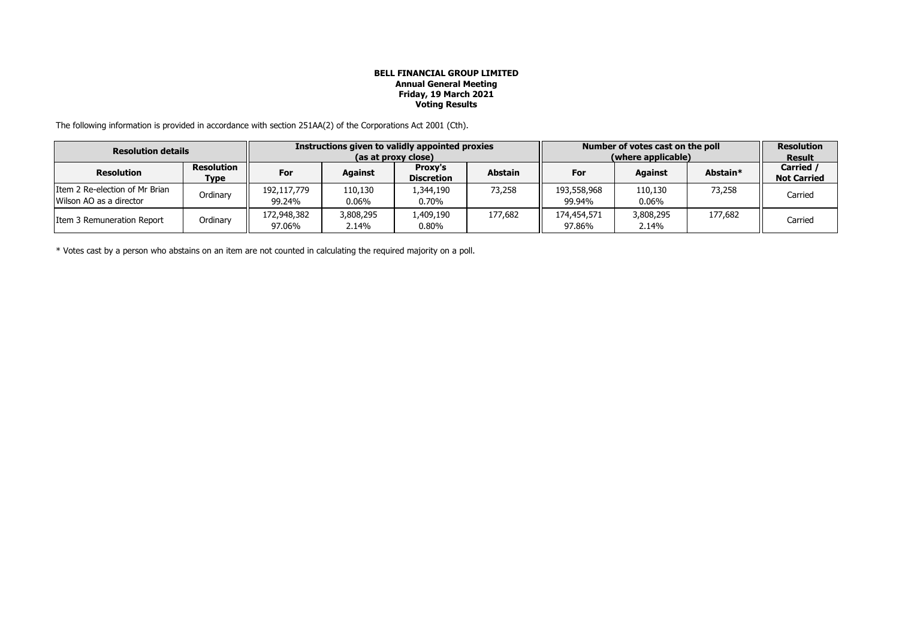**BELL FINANCIAL GROUP LIMITED**
**Annual General Meeting**
**Friday, 19 March 2021**
**Voting Results**

The following information is provided in accordance with section 251AA(2) of the Corporations Act 2001 (Cth).

| Resolution details | | Instructions given to validly appointed proxies (as at proxy close) | | | | Number of votes cast on the poll (where applicable) | | | Resolution Result |
|---|---|---|---|---|---|---|---|---|---|
| **Resolution** | **Resolution Type** | **For** | **Against** | **Proxy's Discretion** | **Abstain** | **For** | **Against** | **Abstain*** | **Carried / Not Carried** |
| Item 2 Re-election of Mr Brian Wilson AO as a director | Ordinary | 192,117,779 99.24% | 110,130 0.06% | 1,344,190 0.70% | 73,258 | 193,558,968 99.94% | 110,130 0.06% | 73,258 | Carried |
| Item 3 Remuneration Report | Ordinary | 172,948,382 97.06% | 3,808,295 2.14% | 1,409,190 0.80% | 177,682 | 174,454,571 97.86% | 3,808,295 2.14% | 177,682 | Carried |

* Votes cast by a person who abstains on an item are not counted in calculating the required majority on a poll.